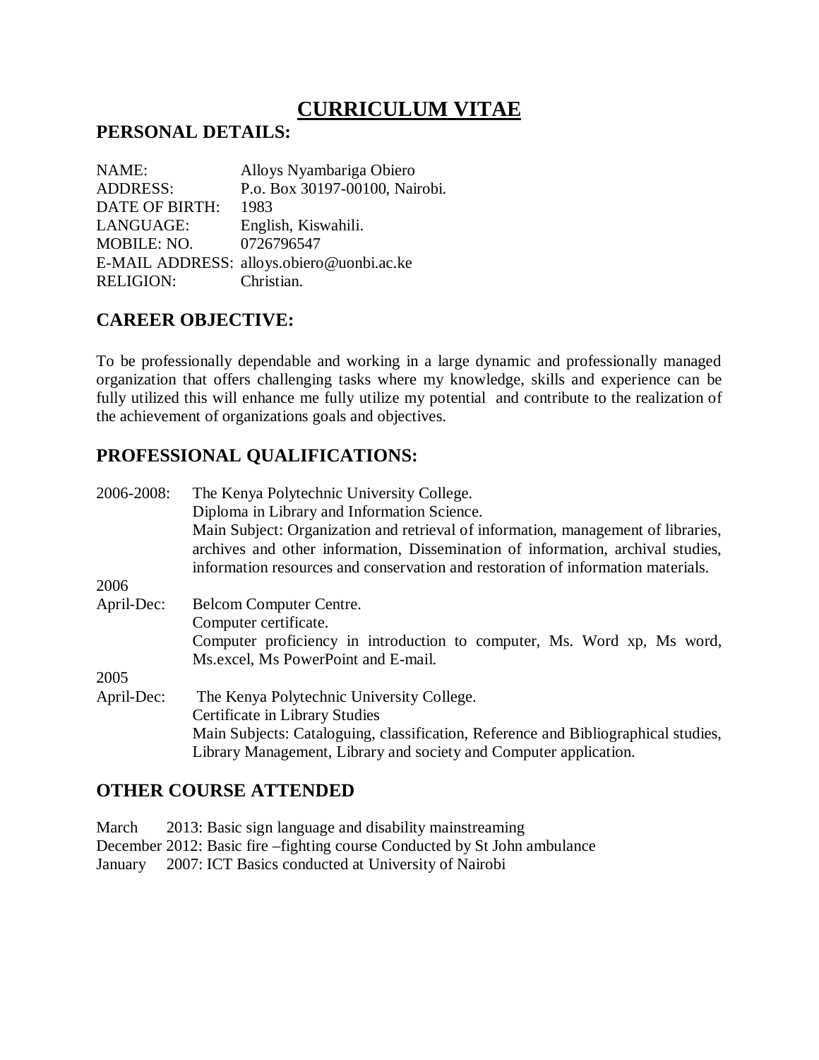# CURRICULUM VITAE

## PERSONAL DETAILS:

NAME: Alloys Nyambariga Obiero
ADDRESS: P.o. Box 30197-00100, Nairobi.
DATE OF BIRTH: 1983
LANGUAGE: English, Kiswahili.
MOBILE: NO. 0726796547
E-MAIL ADDRESS: alloys.obiero@uonbi.ac.ke
RELIGION: Christian.

## CAREER OBJECTIVE:

To be professionally dependable and working in a large dynamic and professionally managed organization that offers challenging tasks where my knowledge, skills and experience can be fully utilized this will enhance me fully utilize my potential and contribute to the realization of the achievement of organizations goals and objectives.

## PROFESSIONAL QUALIFICATIONS:

2006-2008: The Kenya Polytechnic University College.
Diploma in Library and Information Science.
Main Subject: Organization and retrieval of information, management of libraries, archives and other information, Dissemination of information, archival studies, information resources and conservation and restoration of information materials.

2006
April-Dec: Belcom Computer Centre.
Computer certificate.
Computer proficiency in introduction to computer, Ms. Word xp, Ms word, Ms.excel, Ms PowerPoint and E-mail.

2005
April-Dec: The Kenya Polytechnic University College.
Certificate in Library Studies
Main Subjects: Cataloguing, classification, Reference and Bibliographical studies, Library Management, Library and society and Computer application.

## OTHER COURSE ATTENDED

March 2013: Basic sign language and disability mainstreaming
December 2012: Basic fire –fighting course Conducted by St John ambulance
January 2007: ICT Basics conducted at University of Nairobi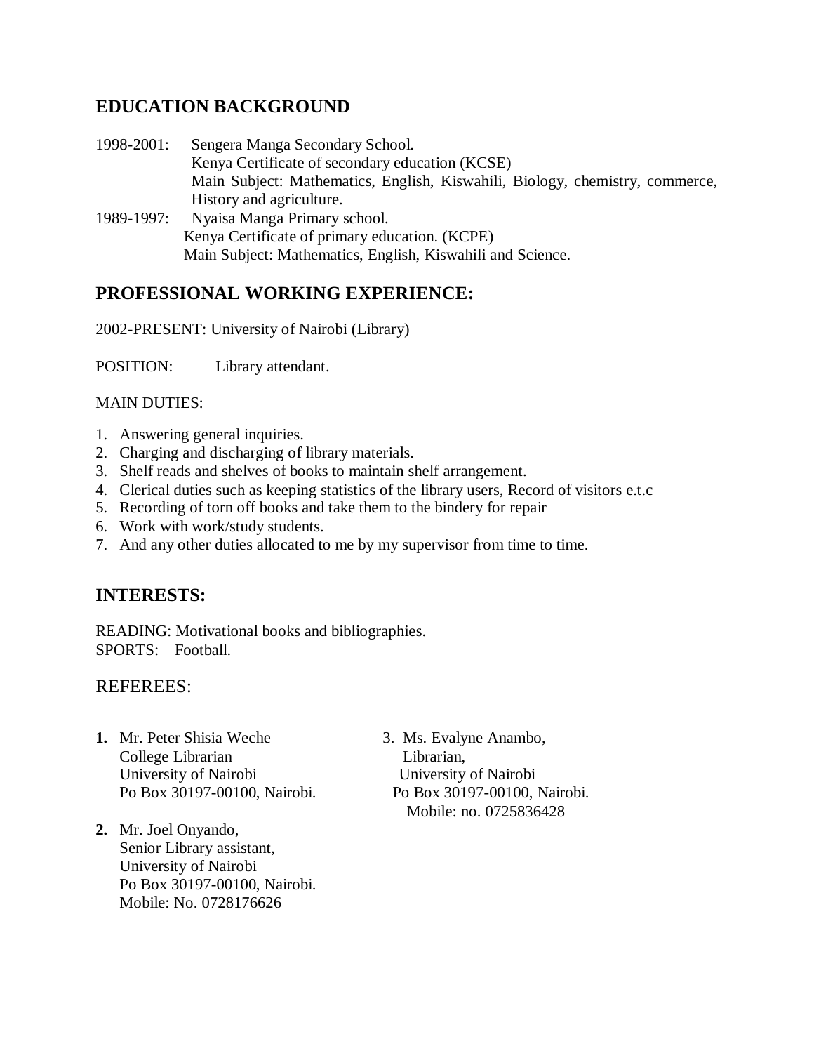## EDUCATION BACKGROUND

1998-2001: Sengera Manga Secondary School.
Kenya Certificate of secondary education (KCSE)
Main Subject: Mathematics, English, Kiswahili, Biology, chemistry, commerce, History and agriculture.

1989-1997: Nyaisa Manga Primary school.
Kenya Certificate of primary education. (KCPE)
Main Subject: Mathematics, English, Kiswahili and Science.

## PROFESSIONAL WORKING EXPERIENCE:

2002-PRESENT: University of Nairobi (Library)

POSITION: Library attendant.

MAIN DUTIES:

1. Answering general inquiries.
2. Charging and discharging of library materials.
3. Shelf reads and shelves of books to maintain shelf arrangement.
4. Clerical duties such as keeping statistics of the library users, Record of visitors e.t.c
5. Recording of torn off books and take them to the bindery for repair
6. Work with work/study students.
7. And any other duties allocated to me by my supervisor from time to time.

## INTERESTS:

READING: Motivational books and bibliographies.
SPORTS: Football.

## REFEREES:

**1.** Mr. Peter Shisia Weche
College Librarian
University of Nairobi
Po Box 30197-00100, Nairobi.

**2.** Mr. Joel Onyando,
Senior Library assistant,
University of Nairobi
Po Box 30197-00100, Nairobi.
Mobile: No. 0728176626

3. Ms. Evalyne Anambo,
Librarian,
University of Nairobi
Po Box 30197-00100, Nairobi.
Mobile: no. 0725836428